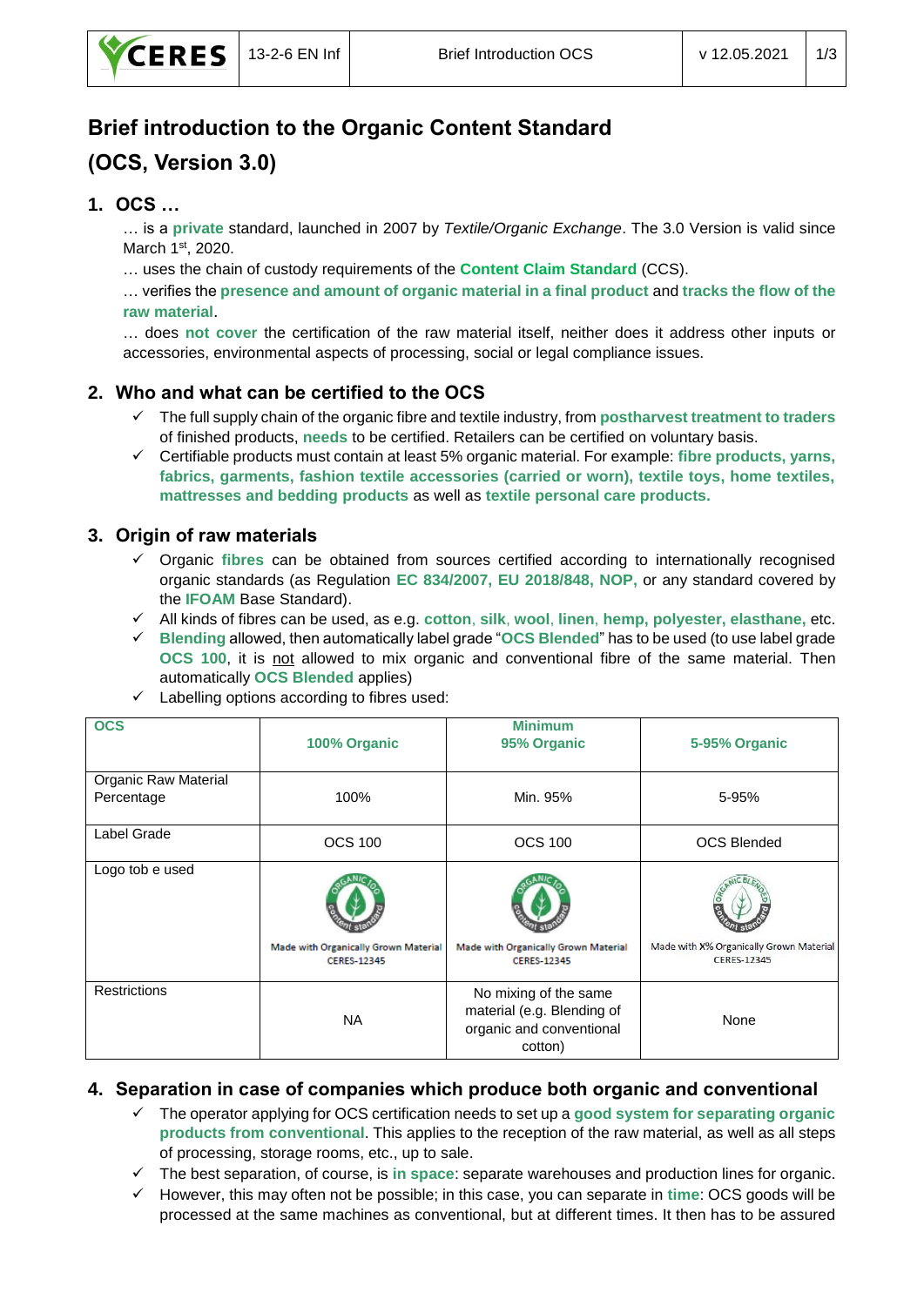# Brief introduction to the Organic Content Standard (OCS, Version 3.0)

## 1. OCS …

… is a **private** standard, launched in 2007 by *Textile/Organic Exchange*. The 3.0 Version is valid since March 1st, 2020.

… uses the chain of custody requirements of the **Content Claim Standard** (CCS).

… verifies the **presence and amount of organic material in a final product** and **tracks the flow of the raw material**.

… does **not cover** the certification of the raw material itself, neither does it address other inputs or accessories, environmental aspects of processing, social or legal compliance issues.

## 2. Who and what can be certified to the OCS

- ✓ The full supply chain of the organic fibre and textile industry, from **postharvest treatment to traders** of finished products, **needs** to be certified. Retailers can be certified on voluntary basis.
- ✓ Certifiable products must contain at least 5% organic material. For example: **fibre products, yarns, fabrics, garments, fashion textile accessories (carried or worn), textile toys, home textiles, mattresses and bedding products** as well as **textile personal care products.**

## 3. Origin of raw materials

- ✓ Organic **fibres** can be obtained from sources certified according to internationally recognised organic standards (as Regulation **EC 834/2007, EU 2018/848, NOP,** or any standard covered by the **IFOAM** Base Standard).
- ✓ All kinds of fibres can be used, as e.g. **cotton**, **silk**, **wool**, **linen**, **hemp, polyester, elasthane,** etc.
- ✓ **Blending** allowed, then automatically label grade "**OCS Blended**" has to be used (to use label grade **OCS 100**, it is not allowed to mix organic and conventional fibre of the same material. Then automatically **OCS Blended** applies)
- ✓ Labelling options according to fibres used:

| OCS | 100% Organic | Minimum 95% Organic | 5-95% Organic |
|---|---|---|---|
| Organic Raw Material Percentage | 100% | Min. 95% | 5-95% |
| Label Grade | OCS 100 | OCS 100 | OCS Blended |
| Logo tob e used | Made with Organically Grown Material CERES-12345 | Made with Organically Grown Material CERES-12345 | Made with X% Organically Grown Material CERES-12345 |
| Restrictions | NA | No mixing of the same material (e.g. Blending of organic and conventional cotton) | None |

## 4. Separation in case of companies which produce both organic and conventional

- ✓ The operator applying for OCS certification needs to set up a **good system for separating organic products from conventional**. This applies to the reception of the raw material, as well as all steps of processing, storage rooms, etc., up to sale.
- ✓ The best separation, of course, is **in space**: separate warehouses and production lines for organic.
- ✓ However, this may often not be possible; in this case, you can separate in **time**: OCS goods will be processed at the same machines as conventional, but at different times. It then has to be assured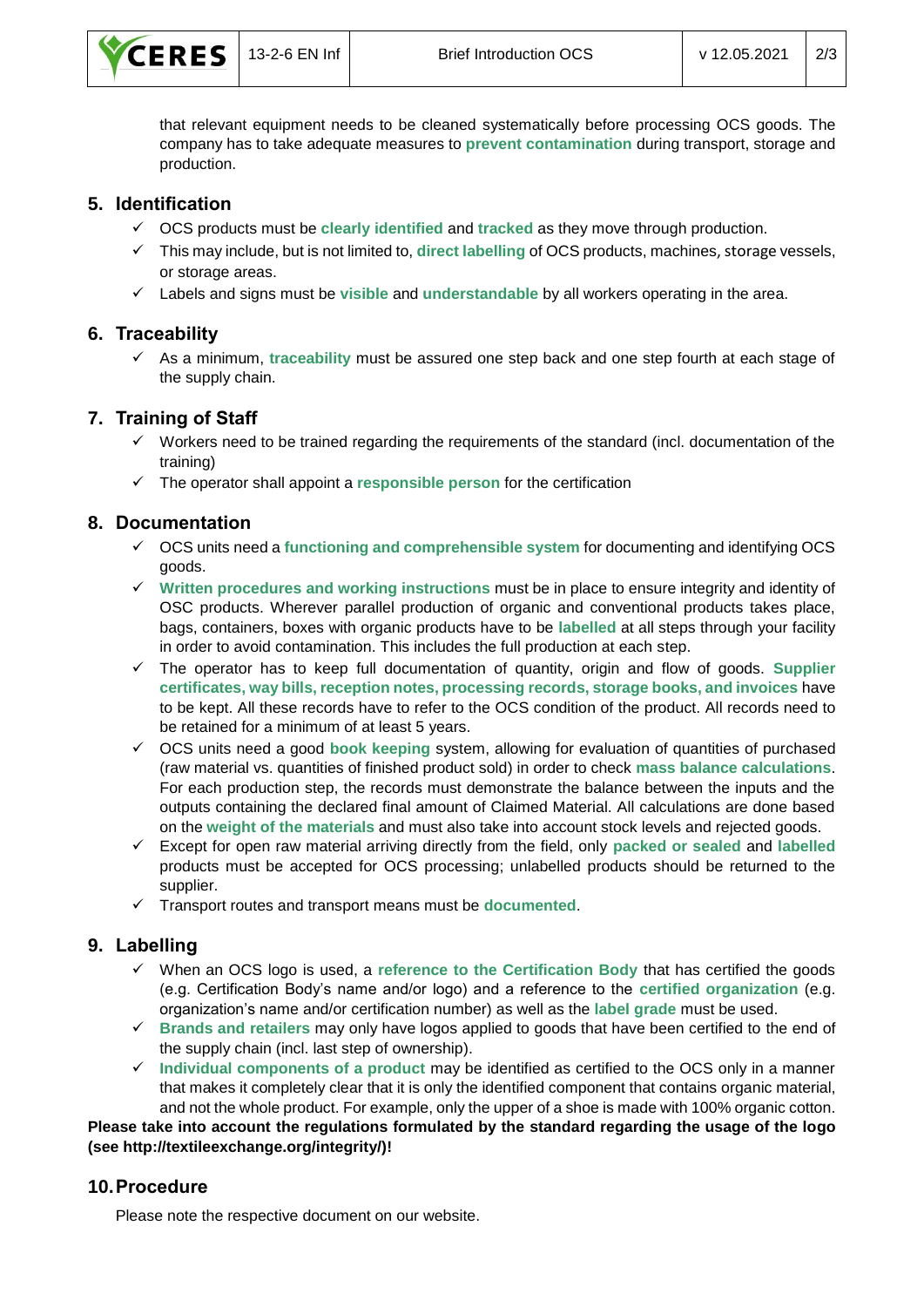that relevant equipment needs to be cleaned systematically before processing OCS goods. The company has to take adequate measures to **prevent contamination** during transport, storage and production.

## 5. Identification

- ✓ OCS products must be **clearly identified** and **tracked** as they move through production.
- ✓ This may include, but is not limited to, **direct labelling** of OCS products, machines, storage vessels, or storage areas.
- ✓ Labels and signs must be **visible** and **understandable** by all workers operating in the area.

## 6. Traceability

- ✓ As a minimum, **traceability** must be assured one step back and one step fourth at each stage of the supply chain.

## 7. Training of Staff

- ✓ Workers need to be trained regarding the requirements of the standard (incl. documentation of the training)
- ✓ The operator shall appoint a **responsible person** for the certification

## 8. Documentation

- ✓ OCS units need a **functioning and comprehensible system** for documenting and identifying OCS goods.
- ✓ **Written procedures and working instructions** must be in place to ensure integrity and identity of OSC products. Wherever parallel production of organic and conventional products takes place, bags, containers, boxes with organic products have to be **labelled** at all steps through your facility in order to avoid contamination. This includes the full production at each step.
- ✓ The operator has to keep full documentation of quantity, origin and flow of goods. **Supplier certificates, way bills, reception notes, processing records, storage books, and invoices** have to be kept. All these records have to refer to the OCS condition of the product. All records need to be retained for a minimum of at least 5 years.
- ✓ OCS units need a good **book keeping** system, allowing for evaluation of quantities of purchased (raw material vs. quantities of finished product sold) in order to check **mass balance calculations**. For each production step, the records must demonstrate the balance between the inputs and the outputs containing the declared final amount of Claimed Material. All calculations are done based on the **weight of the materials** and must also take into account stock levels and rejected goods.
- ✓ Except for open raw material arriving directly from the field, only **packed or sealed** and **labelled** products must be accepted for OCS processing; unlabelled products should be returned to the supplier.
- ✓ Transport routes and transport means must be **documented**.

## 9. Labelling

- ✓ When an OCS logo is used, a **reference to the Certification Body** that has certified the goods (e.g. Certification Body's name and/or logo) and a reference to the **certified organization** (e.g. organization's name and/or certification number) as well as the **label grade** must be used.
- ✓ **Brands and retailers** may only have logos applied to goods that have been certified to the end of the supply chain (incl. last step of ownership).
- ✓ **Individual components of a product** may be identified as certified to the OCS only in a manner that makes it completely clear that it is only the identified component that contains organic material, and not the whole product. For example, only the upper of a shoe is made with 100% organic cotton.

**Please take into account the regulations formulated by the standard regarding the usage of the logo (see http://textileexchange.org/integrity/)!**

## 10. Procedure

Please note the respective document on our website.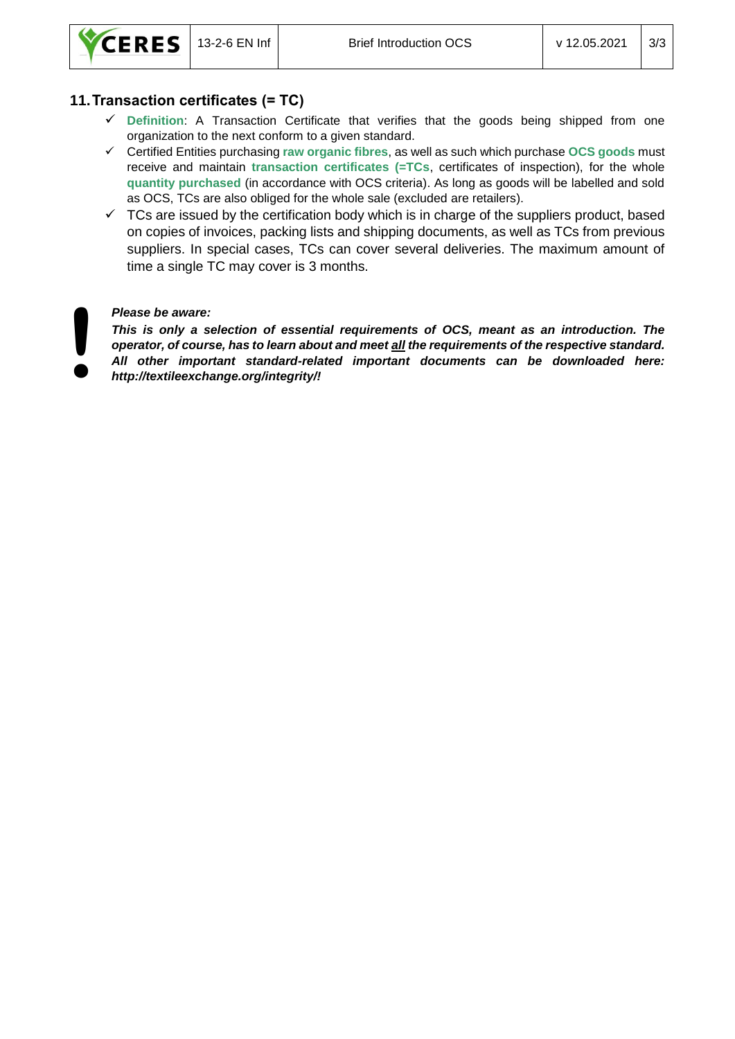## 11. Transaction certificates (= TC)

- ✓ **Definition**: A Transaction Certificate that verifies that the goods being shipped from one organization to the next conform to a given standard.
- ✓ Certified Entities purchasing **raw organic fibres**, as well as such which purchase **OCS goods** must receive and maintain **transaction certificates (=TCs**, certificates of inspection), for the whole **quantity purchased** (in accordance with OCS criteria). As long as goods will be labelled and sold as OCS, TCs are also obliged for the whole sale (excluded are retailers).
- ✓ TCs are issued by the certification body which is in charge of the suppliers product, based on copies of invoices, packing lists and shipping documents, as well as TCs from previous suppliers. In special cases, TCs can cover several deliveries. The maximum amount of time a single TC may cover is 3 months.

**!**

***Please be aware:***

***This is only a selection of essential requirements of OCS, meant as an introduction. The operator, of course, has to learn about and meet <u>all</u> the requirements of the respective standard. All other important standard-related important documents can be downloaded here: http://textileexchange.org/integrity/!***